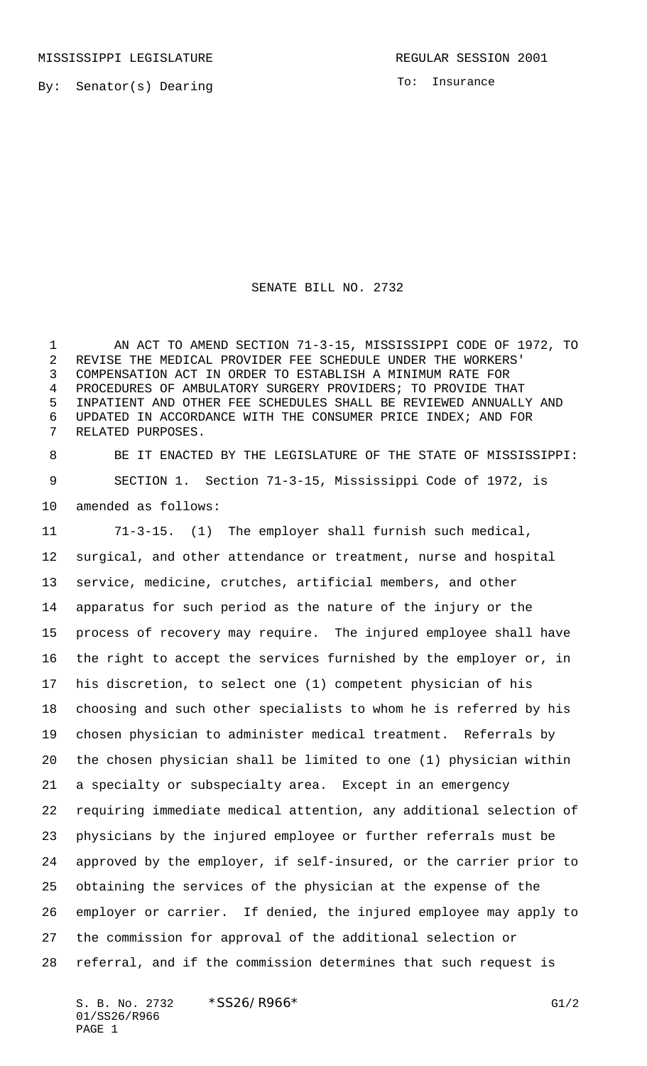MISSISSIPPI LEGISLATURE REGULAR SESSION 2001

By: Senator(s) Dearing

To: Insurance

# SENATE BILL NO. 2732

AN ACT TO AMEND SECTION 71-3-15, MISSISSIPPI CODE OF 1972, TO REVISE THE MEDICAL PROVIDER FEE SCHEDULE UNDER THE WORKERS' COMPENSATION ACT IN ORDER TO ESTABLISH A MINIMUM RATE FOR PROCEDURES OF AMBULATORY SURGERY PROVIDERS; TO PROVIDE THAT INPATIENT AND OTHER FEE SCHEDULES SHALL BE REVIEWED ANNUALLY AND UPDATED IN ACCORDANCE WITH THE CONSUMER PRICE INDEX; AND FOR RELATED PURPOSES.

BE IT ENACTED BY THE LEGISLATURE OF THE STATE OF MISSISSIPPI:

SECTION 1. Section 71-3-15, Mississippi Code of 1972, is amended as follows:

71-3-15. (1) The employer shall furnish such medical, surgical, and other attendance or treatment, nurse and hospital service, medicine, crutches, artificial members, and other apparatus for such period as the nature of the injury or the process of recovery may require. The injured employee shall have the right to accept the services furnished by the employer or, in his discretion, to select one (1) competent physician of his choosing and such other specialists to whom he is referred by his chosen physician to administer medical treatment. Referrals by the chosen physician shall be limited to one (1) physician within a specialty or subspecialty area. Except in an emergency requiring immediate medical attention, any additional selection of physicians by the injured employee or further referrals must be approved by the employer, if self-insured, or the carrier prior to obtaining the services of the physician at the expense of the employer or carrier. If denied, the injured employee may apply to the commission for approval of the additional selection or referral, and if the commission determines that such request is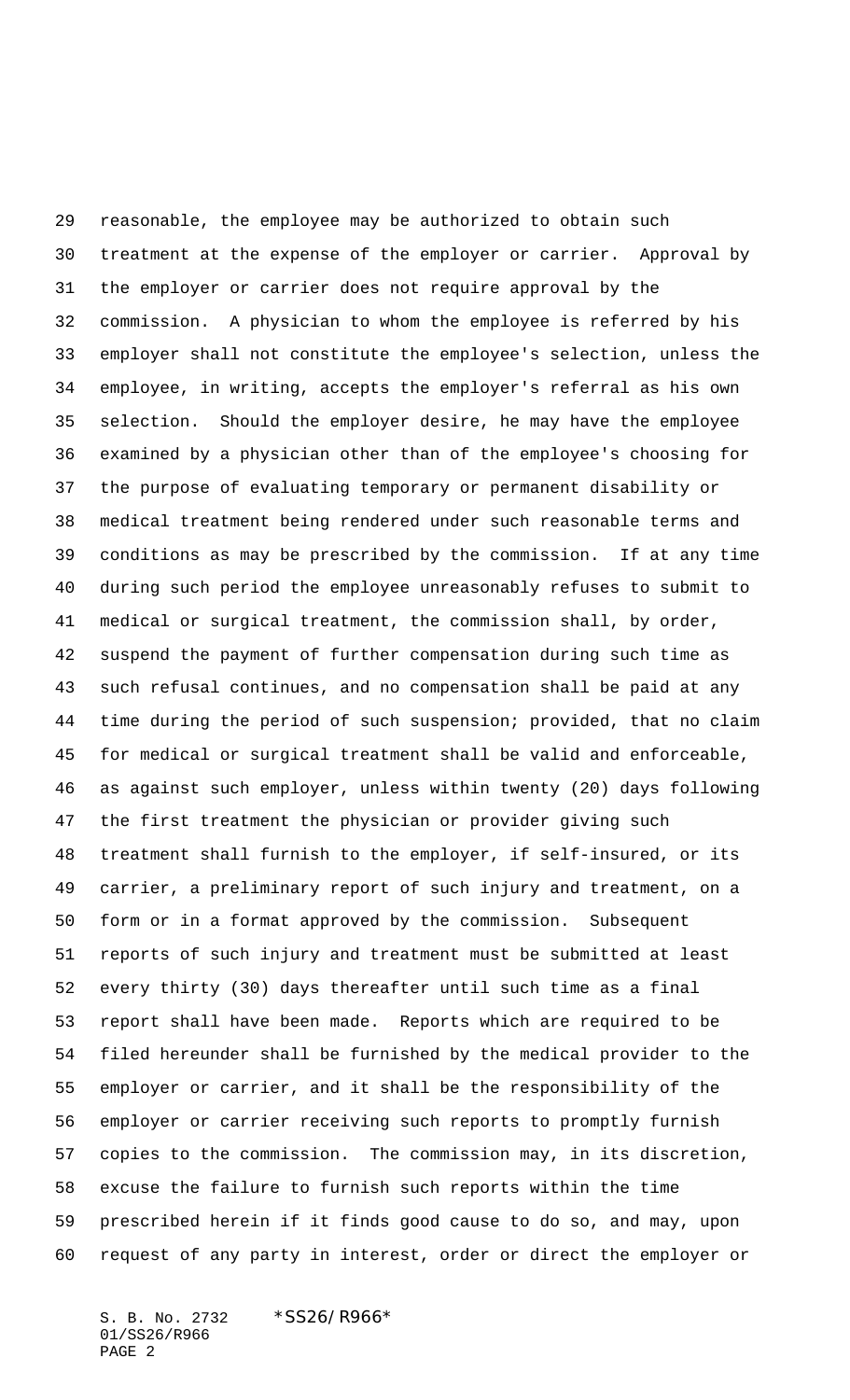reasonable, the employee may be authorized to obtain such treatment at the expense of the employer or carrier. Approval by the employer or carrier does not require approval by the commission. A physician to whom the employee is referred by his employer shall not constitute the employee's selection, unless the employee, in writing, accepts the employer's referral as his own selection. Should the employer desire, he may have the employee examined by a physician other than of the employee's choosing for the purpose of evaluating temporary or permanent disability or medical treatment being rendered under such reasonable terms and conditions as may be prescribed by the commission. If at any time during such period the employee unreasonably refuses to submit to medical or surgical treatment, the commission shall, by order, suspend the payment of further compensation during such time as such refusal continues, and no compensation shall be paid at any time during the period of such suspension; provided, that no claim for medical or surgical treatment shall be valid and enforceable, as against such employer, unless within twenty (20) days following the first treatment the physician or provider giving such treatment shall furnish to the employer, if self-insured, or its carrier, a preliminary report of such injury and treatment, on a form or in a format approved by the commission. Subsequent reports of such injury and treatment must be submitted at least every thirty (30) days thereafter until such time as a final report shall have been made. Reports which are required to be filed hereunder shall be furnished by the medical provider to the employer or carrier, and it shall be the responsibility of the employer or carrier receiving such reports to promptly furnish copies to the commission. The commission may, in its discretion, excuse the failure to furnish such reports within the time prescribed herein if it finds good cause to do so, and may, upon request of any party in interest, order or direct the employer or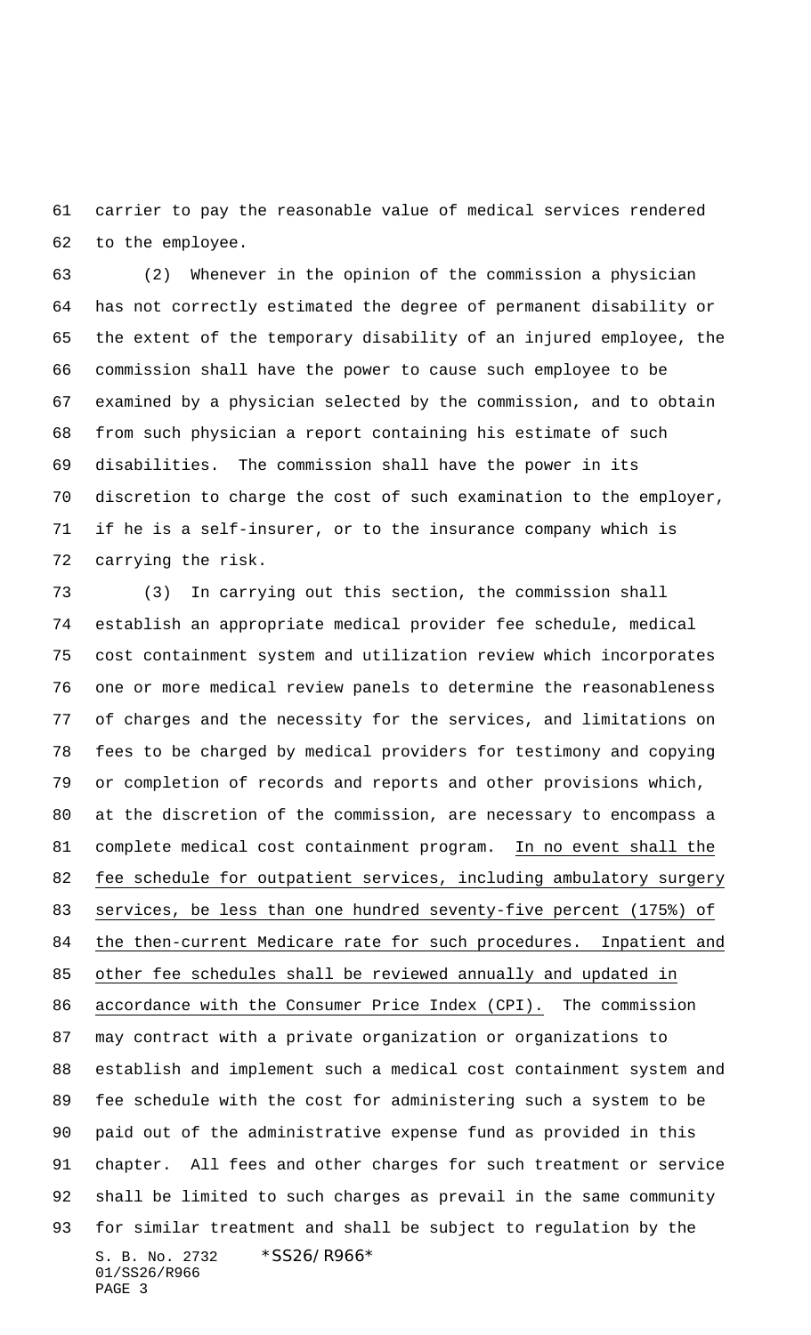carrier to pay the reasonable value of medical services rendered to the employee.

(2) Whenever in the opinion of the commission a physician has not correctly estimated the degree of permanent disability or the extent of the temporary disability of an injured employee, the commission shall have the power to cause such employee to be examined by a physician selected by the commission, and to obtain from such physician a report containing his estimate of such disabilities. The commission shall have the power in its discretion to charge the cost of such examination to the employer, if he is a self-insurer, or to the insurance company which is carrying the risk.

(3) In carrying out this section, the commission shall establish an appropriate medical provider fee schedule, medical cost containment system and utilization review which incorporates one or more medical review panels to determine the reasonableness of charges and the necessity for the services, and limitations on fees to be charged by medical providers for testimony and copying or completion of records and reports and other provisions which, at the discretion of the commission, are necessary to encompass a complete medical cost containment program. <u>In no event shall the fee schedule for outpatient services, including ambulatory surgery services, be less than one hundred seventy-five percent (175%) of the then-current Medicare rate for such procedures. Inpatient and other fee schedules shall be reviewed annually and updated in accordance with the Consumer Price Index (CPI).</u> The commission may contract with a private organization or organizations to establish and implement such a medical cost containment system and fee schedule with the cost for administering such a system to be paid out of the administrative expense fund as provided in this chapter. All fees and other charges for such treatment or service shall be limited to such charges as prevail in the same community for similar treatment and shall be subject to regulation by the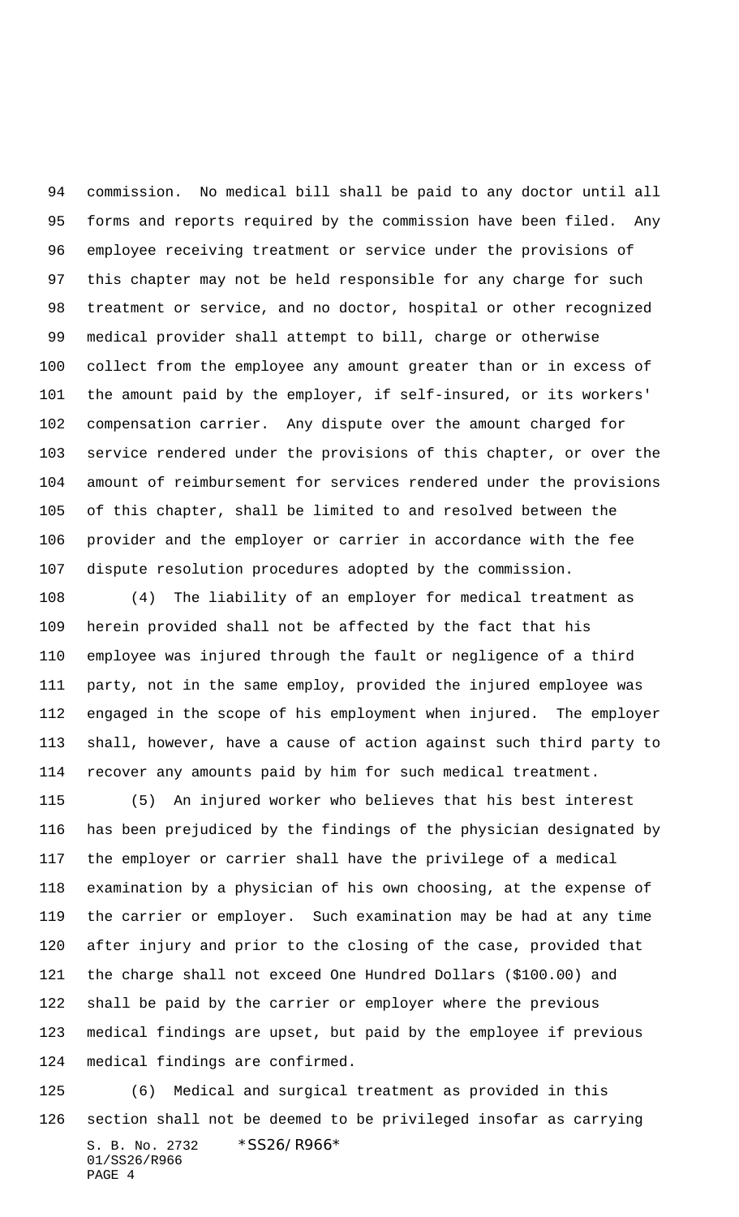commission. No medical bill shall be paid to any doctor until all forms and reports required by the commission have been filed. Any employee receiving treatment or service under the provisions of this chapter may not be held responsible for any charge for such treatment or service, and no doctor, hospital or other recognized medical provider shall attempt to bill, charge or otherwise collect from the employee any amount greater than or in excess of the amount paid by the employer, if self-insured, or its workers' compensation carrier. Any dispute over the amount charged for service rendered under the provisions of this chapter, or over the amount of reimbursement for services rendered under the provisions of this chapter, shall be limited to and resolved between the provider and the employer or carrier in accordance with the fee dispute resolution procedures adopted by the commission.

(4) The liability of an employer for medical treatment as herein provided shall not be affected by the fact that his employee was injured through the fault or negligence of a third party, not in the same employ, provided the injured employee was engaged in the scope of his employment when injured. The employer shall, however, have a cause of action against such third party to recover any amounts paid by him for such medical treatment.

(5) An injured worker who believes that his best interest has been prejudiced by the findings of the physician designated by the employer or carrier shall have the privilege of a medical examination by a physician of his own choosing, at the expense of the carrier or employer. Such examination may be had at any time after injury and prior to the closing of the case, provided that the charge shall not exceed One Hundred Dollars ($100.00) and shall be paid by the carrier or employer where the previous medical findings are upset, but paid by the employee if previous medical findings are confirmed.

(6) Medical and surgical treatment as provided in this section shall not be deemed to be privileged insofar as carrying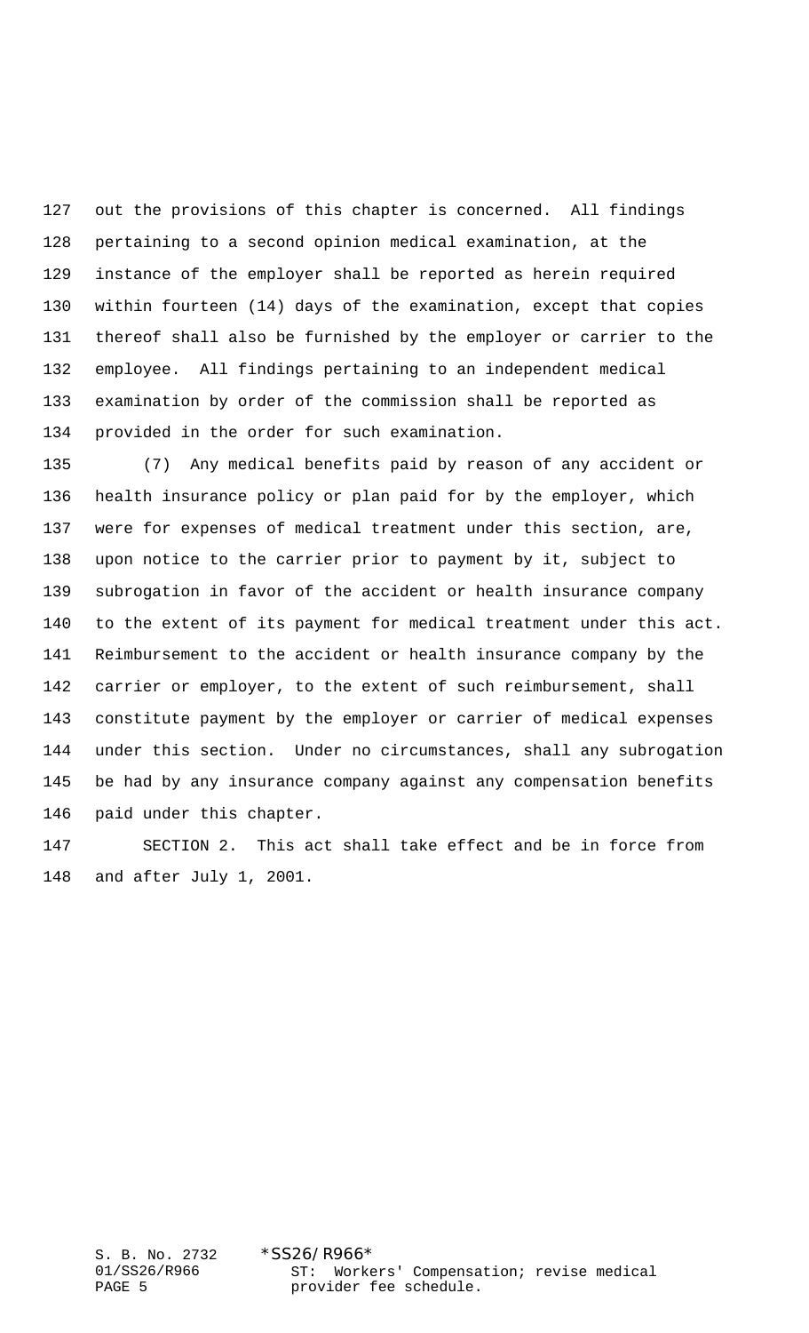out the provisions of this chapter is concerned. All findings pertaining to a second opinion medical examination, at the instance of the employer shall be reported as herein required within fourteen (14) days of the examination, except that copies thereof shall also be furnished by the employer or carrier to the employee. All findings pertaining to an independent medical examination by order of the commission shall be reported as provided in the order for such examination.

(7) Any medical benefits paid by reason of any accident or health insurance policy or plan paid for by the employer, which were for expenses of medical treatment under this section, are, upon notice to the carrier prior to payment by it, subject to subrogation in favor of the accident or health insurance company to the extent of its payment for medical treatment under this act. Reimbursement to the accident or health insurance company by the carrier or employer, to the extent of such reimbursement, shall constitute payment by the employer or carrier of medical expenses under this section. Under no circumstances, shall any subrogation be had by any insurance company against any compensation benefits paid under this chapter.

SECTION 2. This act shall take effect and be in force from and after July 1, 2001.

S. B. No. 2732 *SS26/R966*
01/SS26/R966
ST: Workers' Compensation; revise medical provider fee schedule.